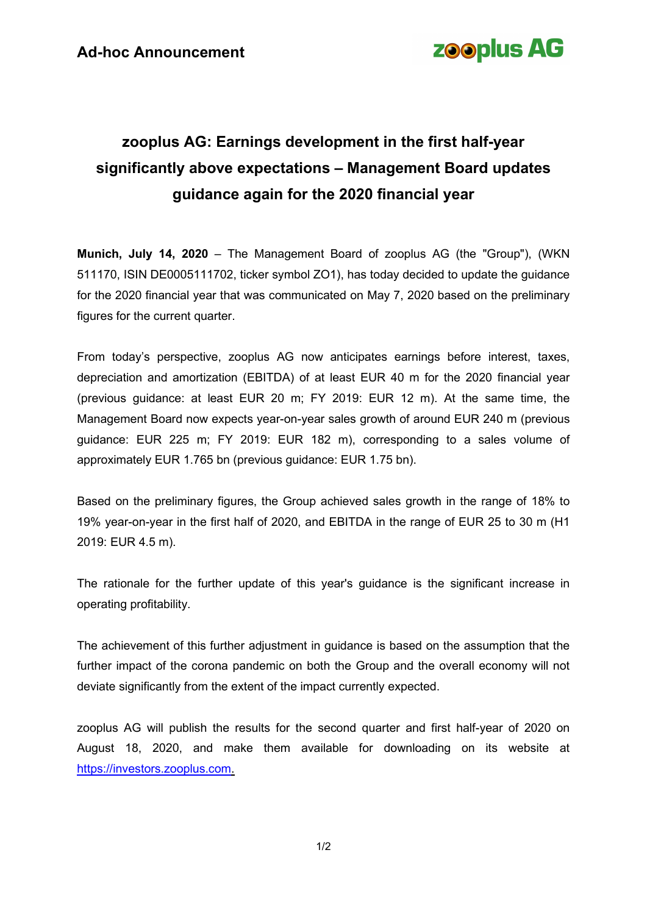**Ad-hoc Announcement**

zooplus AG

# zooplus AG: Earnings development in the first half-year significantly above expectations – Management Board updates guidance again for the 2020 financial year

**Munich, July 14, 2020** – The Management Board of zooplus AG (the "Group"), (WKN 511170, ISIN DE0005111702, ticker symbol ZO1), has today decided to update the guidance for the 2020 financial year that was communicated on May 7, 2020 based on the preliminary figures for the current quarter.

From today's perspective, zooplus AG now anticipates earnings before interest, taxes, depreciation and amortization (EBITDA) of at least EUR 40 m for the 2020 financial year (previous guidance: at least EUR 20 m; FY 2019: EUR 12 m). At the same time, the Management Board now expects year-on-year sales growth of around EUR 240 m (previous guidance: EUR 225 m; FY 2019: EUR 182 m), corresponding to a sales volume of approximately EUR 1.765 bn (previous guidance: EUR 1.75 bn).

Based on the preliminary figures, the Group achieved sales growth in the range of 18% to 19% year-on-year in the first half of 2020, and EBITDA in the range of EUR 25 to 30 m (H1 2019: EUR 4.5 m).

The rationale for the further update of this year's guidance is the significant increase in operating profitability.

The achievement of this further adjustment in guidance is based on the assumption that the further impact of the corona pandemic on both the Group and the overall economy will not deviate significantly from the extent of the impact currently expected.

zooplus AG will publish the results for the second quarter and first half-year of 2020 on August 18, 2020, and make them available for downloading on its website at [https://investors.zooplus.com](https://investors.zooplus.com).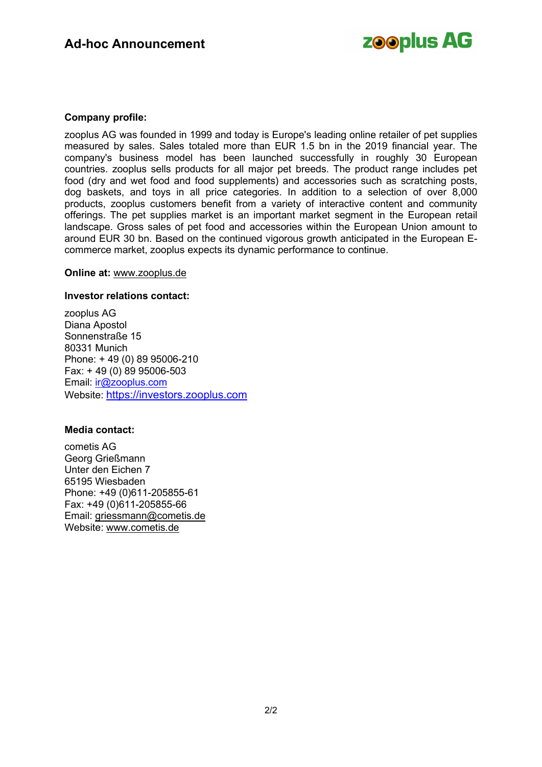**Company profile:**

zooplus AG was founded in 1999 and today is Europe's leading online retailer of pet supplies measured by sales. Sales totaled more than EUR 1.5 bn in the 2019 financial year. The company's business model has been launched successfully in roughly 30 European countries. zooplus sells products for all major pet breeds. The product range includes pet food (dry and wet food and food supplements) and accessories such as scratching posts, dog baskets, and toys in all price categories. In addition to a selection of over 8,000 products, zooplus customers benefit from a variety of interactive content and community offerings. The pet supplies market is an important market segment in the European retail landscape. Gross sales of pet food and accessories within the European Union amount to around EUR 30 bn. Based on the continued vigorous growth anticipated in the European E-commerce market, zooplus expects its dynamic performance to continue.

**Online at:** www.zooplus.de

**Investor relations contact:**

zooplus AG
Diana Apostol
Sonnenstraße 15
80331 Munich
Phone: + 49 (0) 89 95006-210
Fax: + 49 (0) 89 95006-503
Email: ir@zooplus.com
Website: https://investors.zooplus.com

**Media contact:**

cometis AG
Georg Grießmann
Unter den Eichen 7
65195 Wiesbaden
Phone: +49 (0)611-205855-61
Fax: +49 (0)611-205855-66
Email: griessmann@cometis.de
Website: www.cometis.de